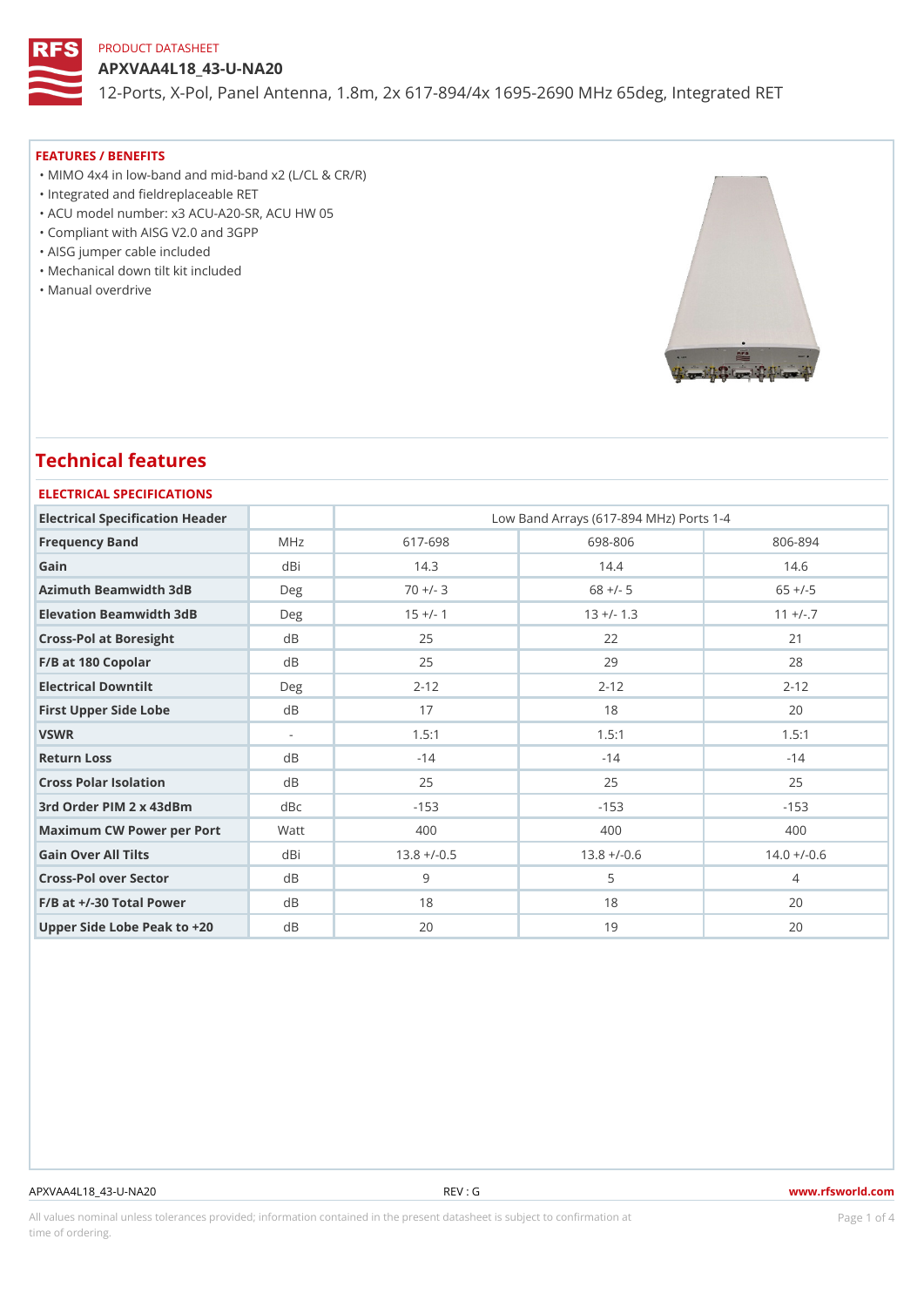PRODUCT DATASHEET

# APXVAA4L18_43-U-NA20

12-Ports, X-Pol, Panel Antenna, 1.8m, 2x 617-894/4x 1695-2690 MHz 65deg, Integrated RET

## FEATURES / BENEFITS

- MIMO 4x4 in low-band and mid-band x2 (L/CL & CR/R)
- Integrated and fieldreplaceable RET
- ACU model number: x3 ACU-A20-SR, ACU HW 05
- Compliant with AISG V2.0 and 3GPP
- AISG jumper cable included
- Mechanical down tilt kit included
- Manual overdrive

## Technical features

### ELECTRICAL SPECIFICATIONS

| Electrical Specification Header | | Low Band Arrays (617-894 MHz) Ports 1-4 | | |
|---|---|---|---|---|
| Frequency Band | MHz | 617-698 | 698-806 | 806-894 |
| Gain | dBi | 14.3 | 14.4 | 14.6 |
| Azimuth Beamwidth 3dB | Deg | 70 +/- 3 | 68 +/- 5 | 65 +/-5 |
| Elevation Beamwidth 3dB | Deg | 15 +/- 1 | 13 +/- 1.3 | 11 +/-.7 |
| Cross-Pol at Boresight | dB | 25 | 22 | 21 |
| F/B at 180 Copolar | dB | 25 | 29 | 28 |
| Electrical Downtilt | Deg | 2-12 | 2-12 | 2-12 |
| First Upper Side Lobe | dB | 17 | 18 | 20 |
| VSWR | - | 1.5:1 | 1.5:1 | 1.5:1 |
| Return Loss | dB | -14 | -14 | -14 |
| Cross Polar Isolation | dB | 25 | 25 | 25 |
| 3rd Order PIM 2 x 43dBm | dBc | -153 | -153 | -153 |
| Maximum CW Power per Port | Watt | 400 | 400 | 400 |
| Gain Over All Tilts | dBi | 13.8 +/-0.5 | 13.8 +/-0.6 | 14.0 +/-0.6 |
| Cross-Pol over Sector | dB | 9 | 5 | 4 |
| F/B at +/-30 Total Power | dB | 18 | 18 | 20 |
| Upper Side Lobe Peak to +20 | dB | 20 | 19 | 20 |

All values nominal unless tolerances provided; information contained in the present datasheet is subject to confirmation at time of ordering.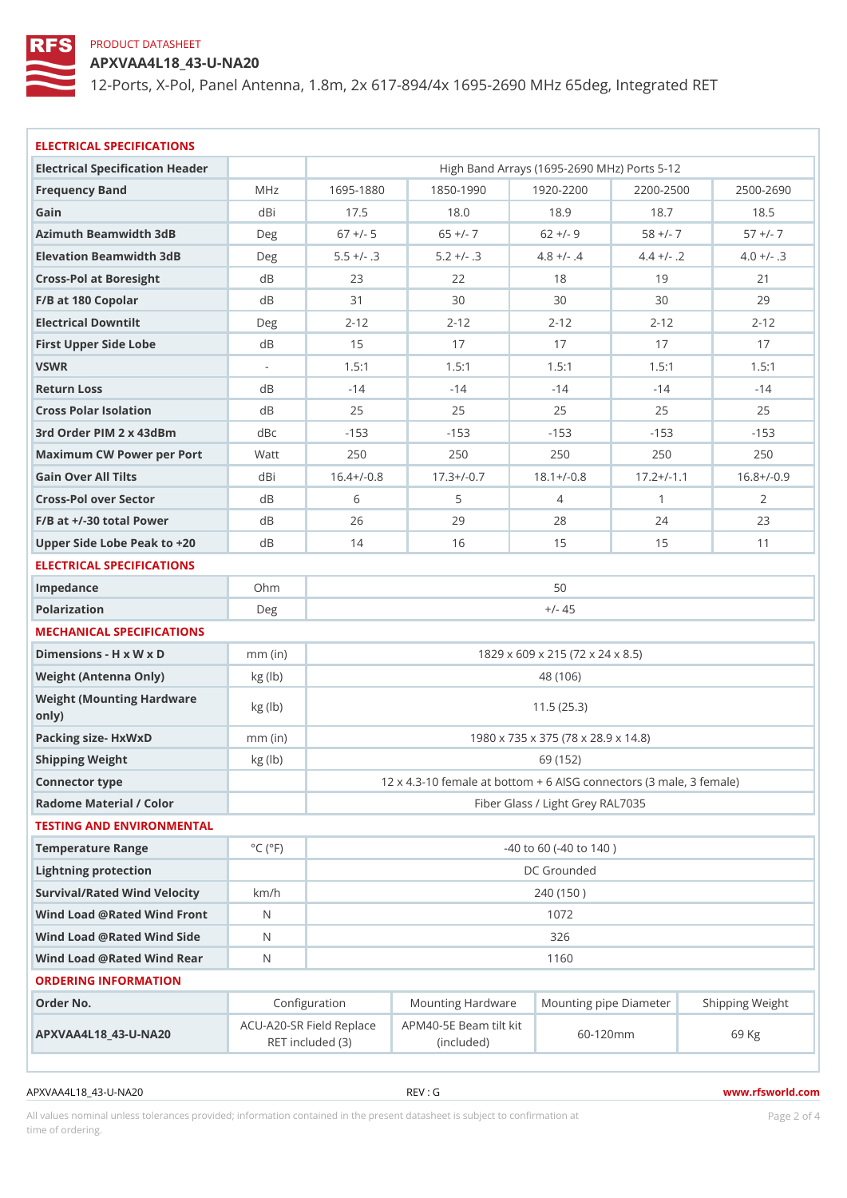PRODUCT DATASHEET

# APXVAA4L18_43-U-NA20

12-Ports, X-Pol, Panel Antenna, 1.8m, 2x 617-894/4x 1695-2690 MHz 65deg, Integrated RET

## ELECTRICAL SPECIFICATIONS

| Electrical Specification Header | | High Band Arrays (1695-2690 MHz) Ports 5-12 | | | | |
|---|---|---|---|---|---|---|
| Frequency Band | MHz | 1695-1880 | 1850-1990 | 1920-2200 | 2200-2500 | 2500-2690 |
| Gain | dBi | 17.5 | 18.0 | 18.9 | 18.7 | 18.5 |
| Azimuth Beamwidth 3dB | Deg | 67 +/- 5 | 65 +/- 7 | 62 +/- 9 | 58 +/- 7 | 57 +/- 7 |
| Elevation Beamwidth 3dB | Deg | 5.5 +/- .3 | 5.2 +/- .3 | 4.8 +/- .4 | 4.4 +/- .2 | 4.0 +/- .3 |
| Cross-Pol at Boresight | dB | 23 | 22 | 18 | 19 | 21 |
| F/B at 180 Copolar | dB | 31 | 30 | 30 | 30 | 29 |
| Electrical Downtilt | Deg | 2-12 | 2-12 | 2-12 | 2-12 | 2-12 |
| First Upper Side Lobe | dB | 15 | 17 | 17 | 17 | 17 |
| VSWR | - | 1.5:1 | 1.5:1 | 1.5:1 | 1.5:1 | 1.5:1 |
| Return Loss | dB | -14 | -14 | -14 | -14 | -14 |
| Cross Polar Isolation | dB | 25 | 25 | 25 | 25 | 25 |
| 3rd Order PIM 2 x 43dBm | dBc | -153 | -153 | -153 | -153 | -153 |
| Maximum CW Power per Port | Watt | 250 | 250 | 250 | 250 | 250 |
| Gain Over All Tilts | dBi | 16.4+/-0.8 | 17.3+/-0.7 | 18.1+/-0.8 | 17.2+/-1.1 | 16.8+/-0.9 |
| Cross-Pol over Sector | dB | 6 | 5 | 4 | 1 | 2 |
| F/B at +/-30 total Power | dB | 26 | 29 | 28 | 24 | 23 |
| Upper Side Lobe Peak to +20 | dB | 14 | 16 | 15 | 15 | 11 |

## ELECTRICAL SPECIFICATIONS

| | | |
|---|---|---|
| Impedance | Ohm | 50 |
| Polarization | Deg | +/- 45 |

## MECHANICAL SPECIFICATIONS

| | | |
|---|---|---|
| Dimensions - H x W x D | mm (in) | 1829 x 609 x 215 (72 x 24 x 8.5) |
| Weight (Antenna Only) | kg (lb) | 48 (106) |
| Weight (Mounting Hardware only) | kg (lb) | 11.5 (25.3) |
| Packing size- HxWxD | mm (in) | 1980 x 735 x 375 (78 x 28.9 x 14.8) |
| Shipping Weight | kg (lb) | 69 (152) |
| Connector type | | 12 x 4.3-10 female at bottom + 6 AISG connectors (3 male, 3 female) |
| Radome Material / Color | | Fiber Glass / Light Grey RAL7035 |

## TESTING AND ENVIRONMENTAL

| | | |
|---|---|---|
| Temperature Range | °C (°F) | -40 to 60 (-40 to 140 ) |
| Lightning protection | | DC Grounded |
| Survival/Rated Wind Velocity | km/h | 240 (150 ) |
| Wind Load @Rated Wind Front | N | 1072 |
| Wind Load @Rated Wind Side | N | 326 |
| Wind Load @Rated Wind Rear | N | 1160 |

## ORDERING INFORMATION

| Order No. | Configuration | Mounting Hardware | Mounting pipe Diameter | Shipping Weight |
|---|---|---|---|---|
| APXVAA4L18_43-U-NA20 | ACU-A20-SR Field Replace RET included (3) | APM40-5E Beam tilt kit (included) | 60-120mm | 69 Kg |

APXVAA4L18_43-U-NA20 REV : G www.rfsworld.com

All values nominal unless tolerances provided; information contained in the present datasheet is subject to confirmation at time of ordering.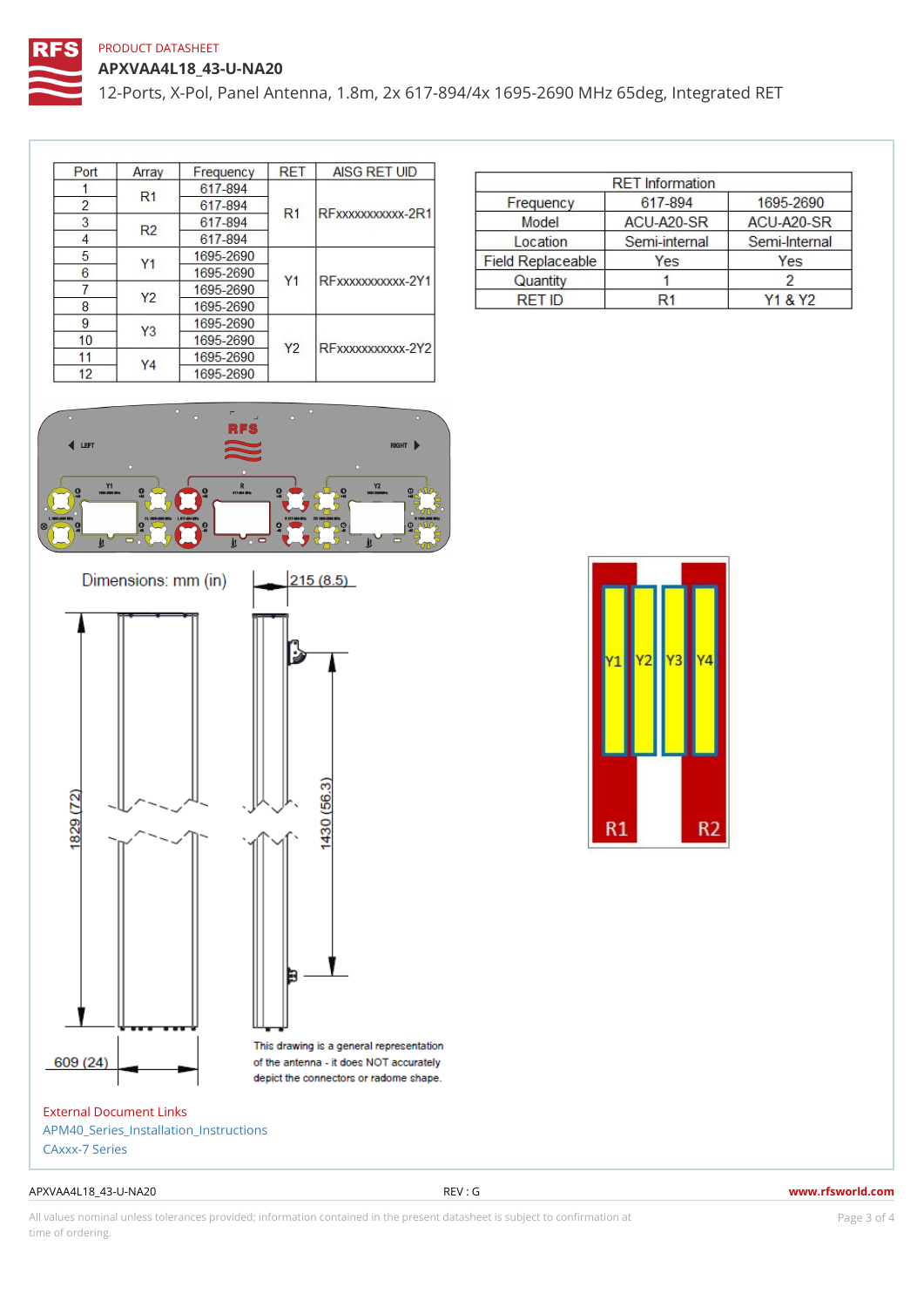PRODUCT DATASHEET

# APXVAA4L18_43-U-NA20

12-Ports, X-Pol, Panel Antenna, 1.8m, 2x 617-894/4x 1695-2690 MHz 65deg, Integrated RET

| Port | Array | Frequency | RET | AISG RET UID |
|---|---|---|---|---|
| 1 | R1 | 617-894 | R1 | RFxxxxxxxxxxxx-2R1 |
| 2 | | 617-894 | | |
| 3 | R2 | 617-894 | | |
| 4 | | 617-894 | | |
| 5 | Y1 | 1695-2690 | Y1 | RFxxxxxxxxxxxx-2Y1 |
| 6 | | 1695-2690 | | |
| 7 | Y2 | 1695-2690 | | |
| 8 | | 1695-2690 | | |
| 9 | Y3 | 1695-2690 | Y2 | RFxxxxxxxxxxxx-2Y2 |
| 10 | | 1695-2690 | | |
| 11 | Y4 | 1695-2690 | | |
| 12 | | 1695-2690 | | |

| RET Information | | |
|---|---|---|
| Frequency | 617-894 | 1695-2690 |
| Model | ACU-A20-SR | ACU-A20-SR |
| Location | Semi-internal | Semi-Internal |
| Field Replaceable | Yes | Yes |
| Quantity | 1 | 2 |
| RET ID | R1 | Y1 & Y2 |

Dimensions: mm (in)

215 (8.5)

1829 (72)

1430 (56.3)

609 (24)

This drawing is a general representation of the antenna - it does NOT accurately depict the connectors or radome shape.

Y1 Y2 Y3 Y4

R1 R2

External Document Links

APM40_Series_Installation_Instructions

CAxxx-7 Series

APXVAA4L18_43-U-NA20 REV : G www.rfsworld.com

All values nominal unless tolerances provided; information contained in the present datasheet is subject to confirmation at time of ordering.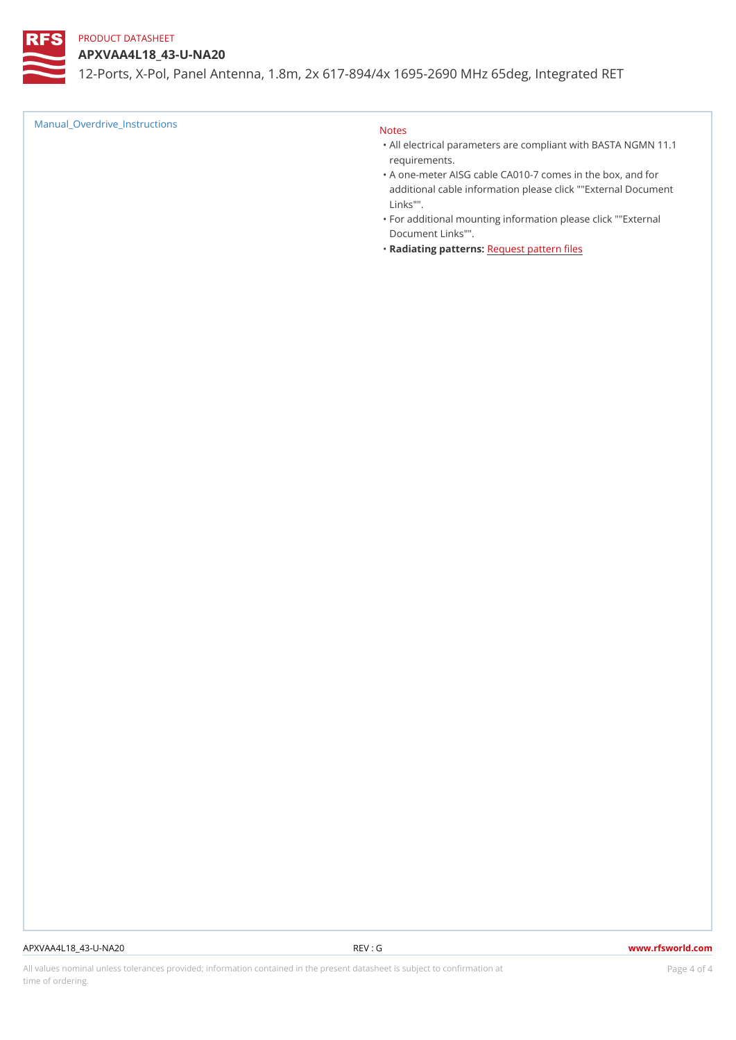Manual_Overdrive_Instructions

Notes

- All electrical parameters are compliant with BASTA NGMN 11.1 requirements.
- A one-meter AISG cable CA010-7 comes in the box, and for additional cable information please click ""External Document Links"".
- For additional mounting information please click ""External Document Links"".
- **Radiating patterns:** Request pattern files